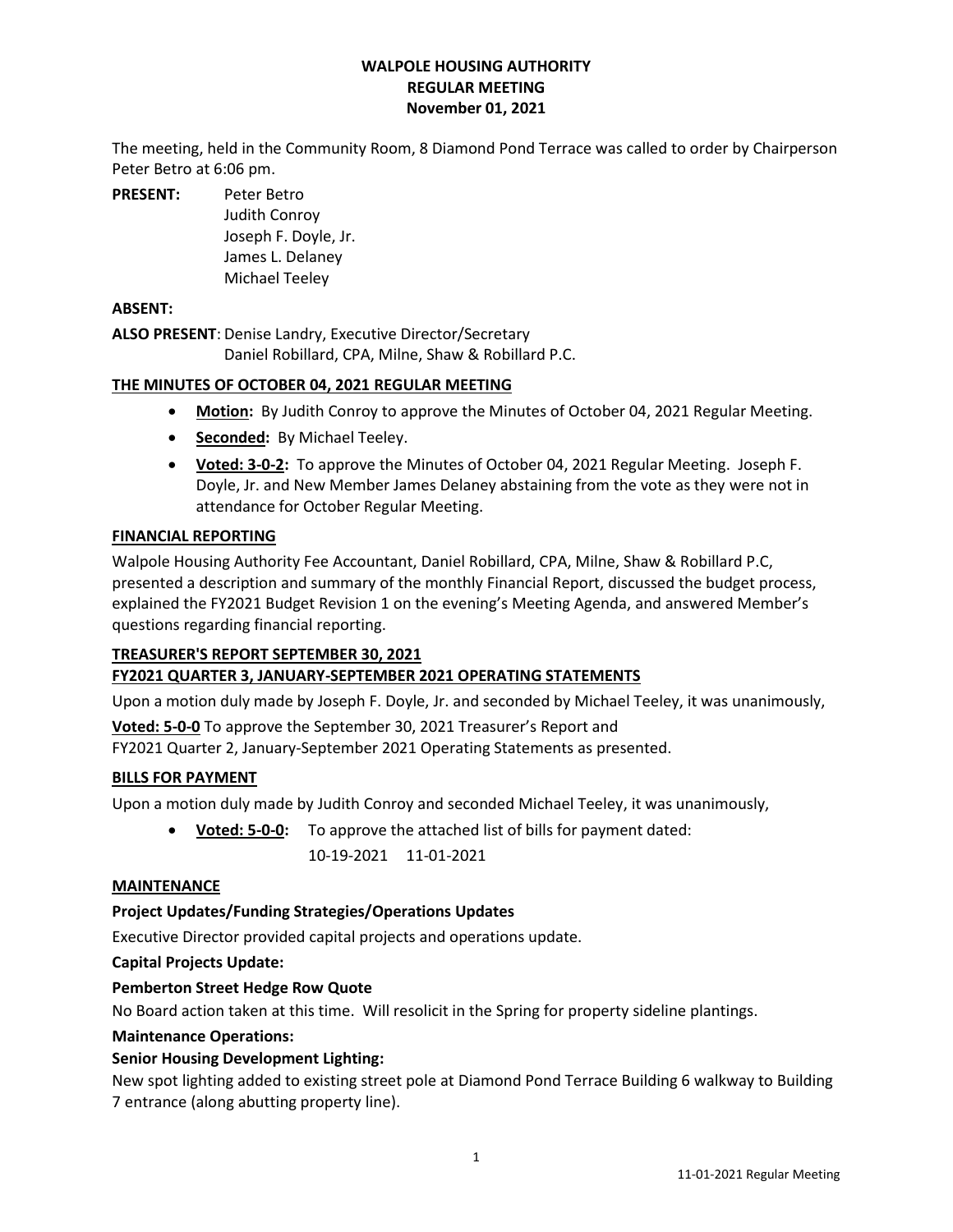# WALPOLE HOUSING AUTHORITY
## REGULAR MEETING
## November 01, 2021

The meeting, held in the Community Room, 8 Diamond Pond Terrace was called to order by Chairperson Peter Betro at 6:06 pm.

**PRESENT:** Peter Betro
Judith Conroy
Joseph F. Doyle, Jr.
James L. Delaney
Michael Teeley

**ABSENT:**

**ALSO PRESENT**: Denise Landry, Executive Director/Secretary
Daniel Robillard, CPA, Milne, Shaw & Robillard P.C.

**THE MINUTES OF OCTOBER 04, 2021 REGULAR MEETING**

- **Motion:** By Judith Conroy to approve the Minutes of October 04, 2021 Regular Meeting.
- **Seconded:** By Michael Teeley.
- **Voted: 3-0-2:** To approve the Minutes of October 04, 2021 Regular Meeting. Joseph F. Doyle, Jr. and New Member James Delaney abstaining from the vote as they were not in attendance for October Regular Meeting.

**FINANCIAL REPORTING**

Walpole Housing Authority Fee Accountant, Daniel Robillard, CPA, Milne, Shaw & Robillard P.C, presented a description and summary of the monthly Financial Report, discussed the budget process, explained the FY2021 Budget Revision 1 on the evening's Meeting Agenda, and answered Member's questions regarding financial reporting.

**TREASURER'S REPORT SEPTEMBER 30, 2021**
**FY2021 QUARTER 3, JANUARY-SEPTEMBER 2021 OPERATING STATEMENTS**

Upon a motion duly made by Joseph F. Doyle, Jr. and seconded by Michael Teeley, it was unanimously,

**Voted: 5-0-0** To approve the September 30, 2021 Treasurer's Report and FY2021 Quarter 2, January-September 2021 Operating Statements as presented.

**BILLS FOR PAYMENT**

Upon a motion duly made by Judith Conroy and seconded Michael Teeley, it was unanimously,

- **Voted: 5-0-0:** To approve the attached list of bills for payment dated:
  10-19-2021 11-01-2021

**MAINTENANCE**

**Project Updates/Funding Strategies/Operations Updates**

Executive Director provided capital projects and operations update.

**Capital Projects Update:**

**Pemberton Street Hedge Row Quote**

No Board action taken at this time. Will resolicit in the Spring for property sideline plantings.

**Maintenance Operations:**

**Senior Housing Development Lighting:**

New spot lighting added to existing street pole at Diamond Pond Terrace Building 6 walkway to Building 7 entrance (along abutting property line).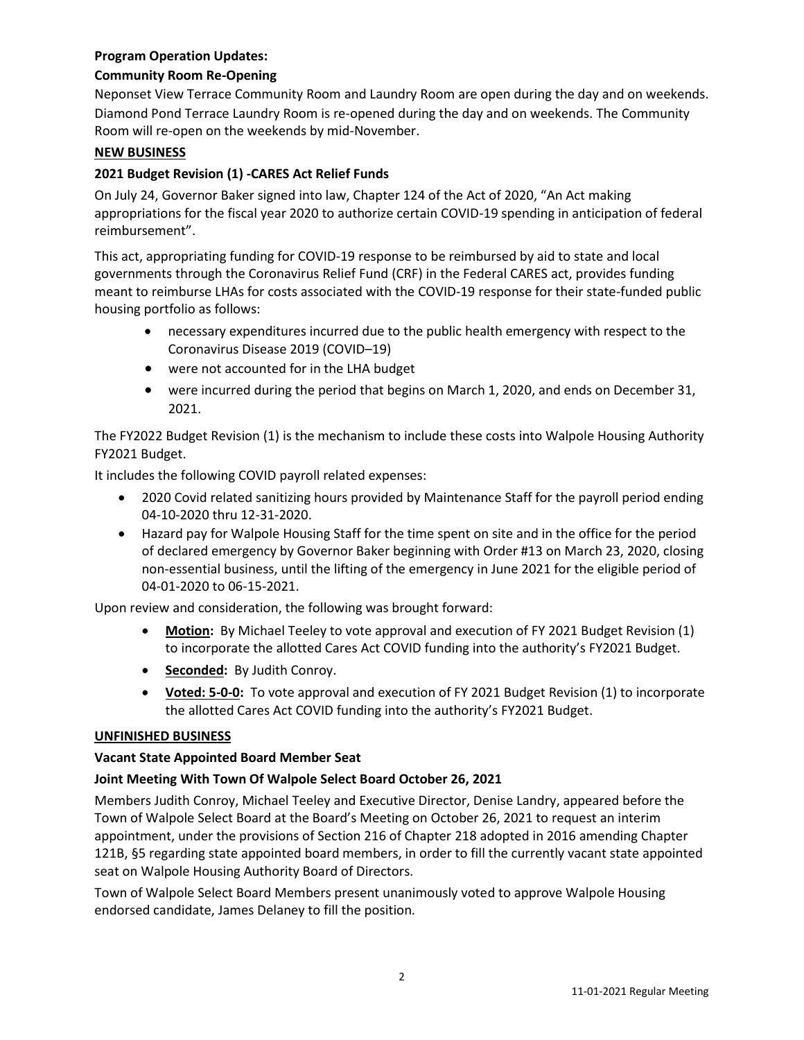**Program Operation Updates:**

**Community Room Re-Opening**

Neponset View Terrace Community Room and Laundry Room are open during the day and on weekends. Diamond Pond Terrace Laundry Room is re-opened during the day and on weekends. The Community Room will re-open on the weekends by mid-November.

**NEW BUSINESS**

**2021 Budget Revision (1) -CARES Act Relief Funds**

On July 24, Governor Baker signed into law, Chapter 124 of the Act of 2020, "An Act making appropriations for the fiscal year 2020 to authorize certain COVID-19 spending in anticipation of federal reimbursement".

This act, appropriating funding for COVID-19 response to be reimbursed by aid to state and local governments through the Coronavirus Relief Fund (CRF) in the Federal CARES act, provides funding meant to reimburse LHAs for costs associated with the COVID-19 response for their state-funded public housing portfolio as follows:

- necessary expenditures incurred due to the public health emergency with respect to the Coronavirus Disease 2019 (COVID–19)
- were not accounted for in the LHA budget
- were incurred during the period that begins on March 1, 2020, and ends on December 31, 2021.

The FY2022 Budget Revision (1) is the mechanism to include these costs into Walpole Housing Authority FY2021 Budget.

It includes the following COVID payroll related expenses:

- 2020 Covid related sanitizing hours provided by Maintenance Staff for the payroll period ending 04-10-2020 thru 12-31-2020.
- Hazard pay for Walpole Housing Staff for the time spent on site and in the office for the period of declared emergency by Governor Baker beginning with Order #13 on March 23, 2020, closing non-essential business, until the lifting of the emergency in June 2021 for the eligible period of 04-01-2020 to 06-15-2021.

Upon review and consideration, the following was brought forward:

- **Motion:** By Michael Teeley to vote approval and execution of FY 2021 Budget Revision (1) to incorporate the allotted Cares Act COVID funding into the authority's FY2021 Budget.
- **Seconded:** By Judith Conroy.
- **Voted: 5-0-0:** To vote approval and execution of FY 2021 Budget Revision (1) to incorporate the allotted Cares Act COVID funding into the authority's FY2021 Budget.

**UNFINISHED BUSINESS**

**Vacant State Appointed Board Member Seat**

**Joint Meeting With Town Of Walpole Select Board October 26, 2021**

Members Judith Conroy, Michael Teeley and Executive Director, Denise Landry, appeared before the Town of Walpole Select Board at the Board's Meeting on October 26, 2021 to request an interim appointment, under the provisions of Section 216 of Chapter 218 adopted in 2016 amending Chapter 121B, §5 regarding state appointed board members, in order to fill the currently vacant state appointed seat on Walpole Housing Authority Board of Directors.

Town of Walpole Select Board Members present unanimously voted to approve Walpole Housing endorsed candidate, James Delaney to fill the position.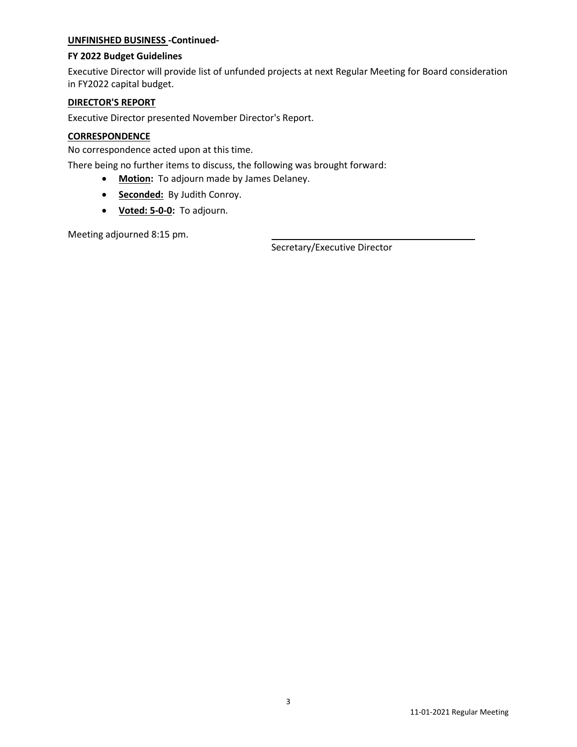**UNFINISHED BUSINESS -Continued-**

**FY 2022 Budget Guidelines**

Executive Director will provide list of unfunded projects at next Regular Meeting for Board consideration in FY2022 capital budget.

**DIRECTOR'S REPORT**

Executive Director presented November Director's Report.

**CORRESPONDENCE**

No correspondence acted upon at this time.

There being no further items to discuss, the following was brought forward:

- **Motion:** To adjourn made by James Delaney.
- **Seconded:** By Judith Conroy.
- **Voted: 5-0-0:** To adjourn.

Meeting adjourned 8:15 pm.

Secretary/Executive Director